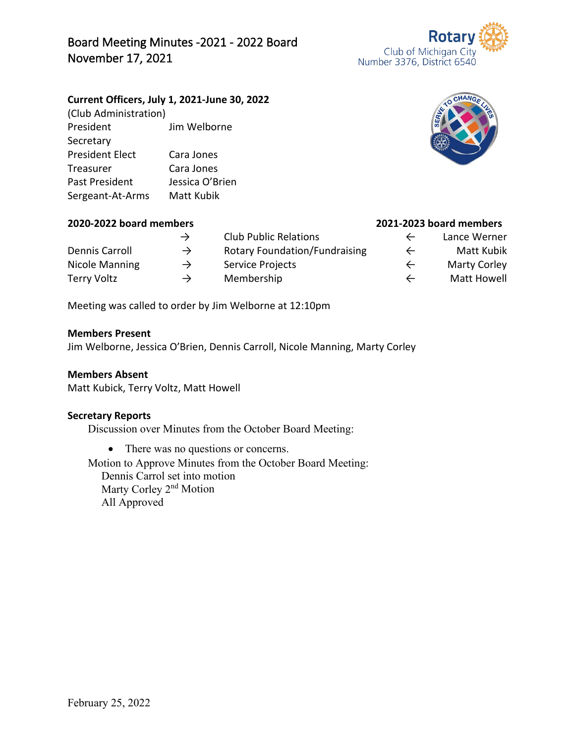# Board Meeting Minutes -2021 - 2022 Board
## November 17, 2021

Rotary Club of Michigan City
Number 3376, District 6540

**Current Officers, July 1, 2021-June 30, 2022**

(Club Administration)

| | |
|---|---|
| President | Jim Welborne |
| Secretary | |
| President Elect | Cara Jones |
| Treasurer | Cara Jones |
| Past President | Jessica O'Brien |
| Sergeant-At-Arms | Matt Kubik |

| 2020-2022 board members | | | | 2021-2023 board members |
|---|---|---|---|---|
| | → | Club Public Relations | ← | Lance Werner |
| Dennis Carroll | → | Rotary Foundation/Fundraising | ← | Matt Kubik |
| Nicole Manning | → | Service Projects | ← | Marty Corley |
| Terry Voltz | → | Membership | ← | Matt Howell |

Meeting was called to order by Jim Welborne at 12:10pm

**Members Present**

Jim Welborne, Jessica O'Brien, Dennis Carroll, Nicole Manning, Marty Corley

**Members Absent**

Matt Kubick, Terry Voltz, Matt Howell

**Secretary Reports**

Discussion over Minutes from the October Board Meeting:

- There was no questions or concerns.

Motion to Approve Minutes from the October Board Meeting:

Dennis Carrol set into motion
Marty Corley 2nd Motion
All Approved

February 25, 2022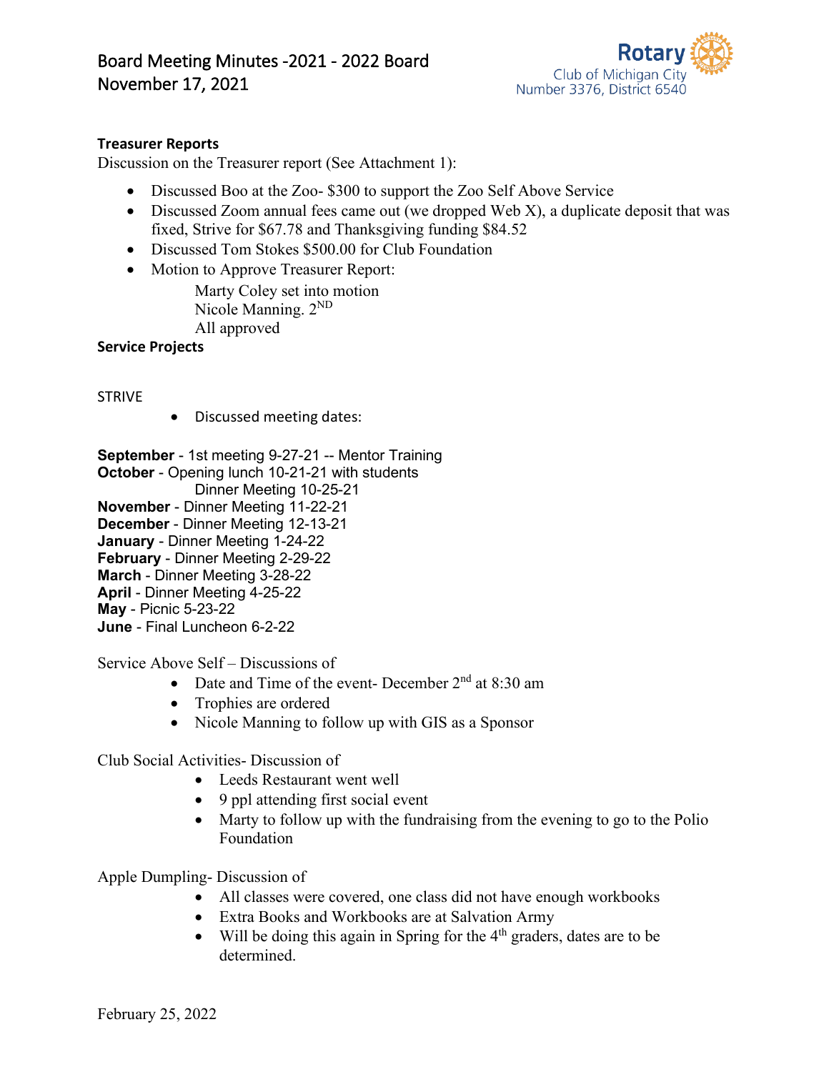**Treasurer Reports**

Discussion on the Treasurer report (See Attachment 1):

- Discussed Boo at the Zoo- $300 to support the Zoo Self Above Service
- Discussed Zoom annual fees came out (we dropped Web X), a duplicate deposit that was fixed, Strive for $67.78 and Thanksgiving funding $84.52
- Discussed Tom Stokes $500.00 for Club Foundation
- Motion to Approve Treasurer Report:

  Marty Coley set into motion
  Nicole Manning. 2ND
  All approved

**Service Projects**

STRIVE

- Discussed meeting dates:

**September** - 1st meeting 9-27-21 -- Mentor Training
**October** - Opening lunch 10-21-21 with students
Dinner Meeting 10-25-21
**November** - Dinner Meeting 11-22-21
**December** - Dinner Meeting 12-13-21
**January** - Dinner Meeting 1-24-22
**February** - Dinner Meeting 2-29-22
**March** - Dinner Meeting 3-28-22
**April** - Dinner Meeting 4-25-22
**May** - Picnic 5-23-22
**June** - Final Luncheon 6-2-22

Service Above Self – Discussions of

- Date and Time of the event- December 2nd at 8:30 am
- Trophies are ordered
- Nicole Manning to follow up with GIS as a Sponsor

Club Social Activities- Discussion of

- Leeds Restaurant went well
- 9 ppl attending first social event
- Marty to follow up with the fundraising from the evening to go to the Polio Foundation

Apple Dumpling- Discussion of

- All classes were covered, one class did not have enough workbooks
- Extra Books and Workbooks are at Salvation Army
- Will be doing this again in Spring for the 4th graders, dates are to be determined.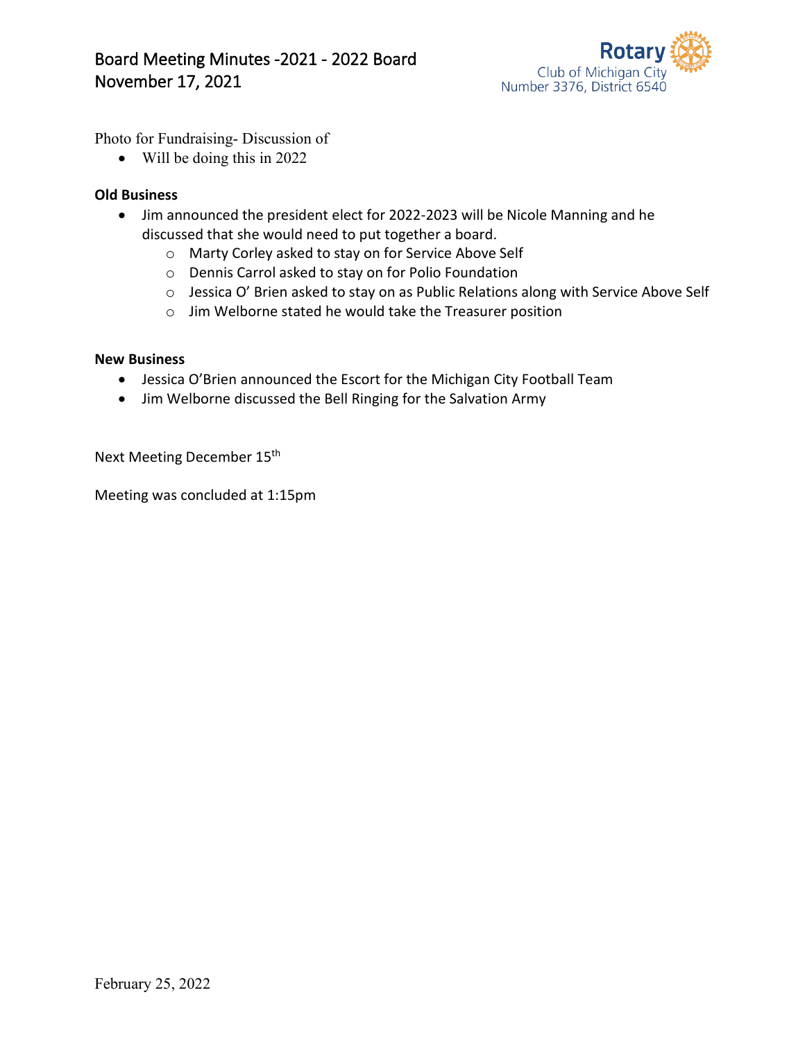Photo for Fundraising- Discussion of

- Will be doing this in 2022

**Old Business**

- Jim announced the president elect for 2022-2023 will be Nicole Manning and he discussed that she would need to put together a board.
  - Marty Corley asked to stay on for Service Above Self
  - Dennis Carrol asked to stay on for Polio Foundation
  - Jessica O' Brien asked to stay on as Public Relations along with Service Above Self
  - Jim Welborne stated he would take the Treasurer position

**New Business**

- Jessica O'Brien announced the Escort for the Michigan City Football Team
- Jim Welborne discussed the Bell Ringing for the Salvation Army

Next Meeting December 15th

Meeting was concluded at 1:15pm

February 25, 2022